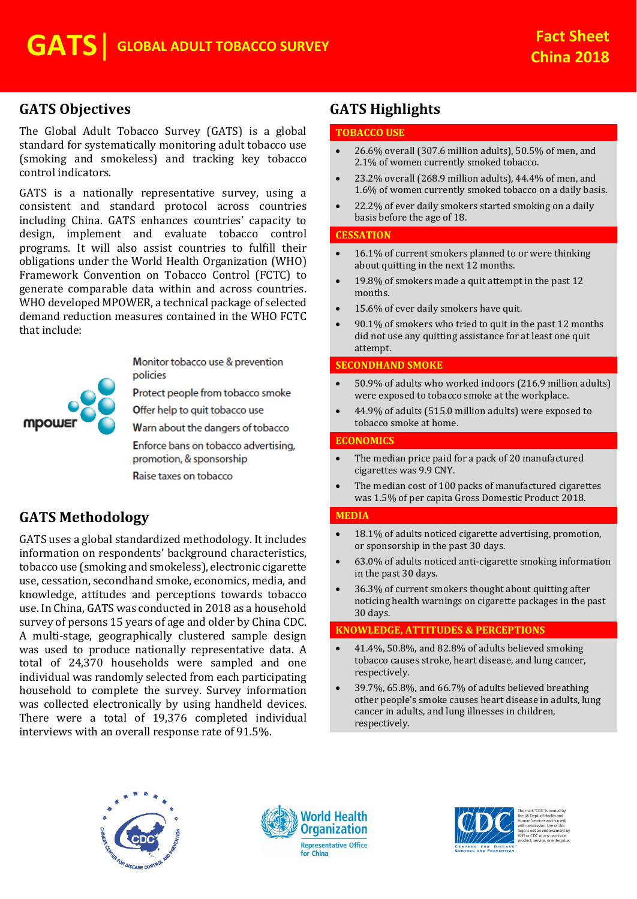# GATS | GLOBAL ADULT TOBACCO SURVEY

**Fact Sheet China 2018**

## GATS Objectives

The Global Adult Tobacco Survey (GATS) is a global standard for systematically monitoring adult tobacco use (smoking and smokeless) and tracking key tobacco control indicators.

GATS is a nationally representative survey, using a consistent and standard protocol across countries including China. GATS enhances countries' capacity to design, implement and evaluate tobacco control programs. It will also assist countries to fulfill their obligations under the World Health Organization (WHO) Framework Convention on Tobacco Control (FCTC) to generate comparable data within and across countries. WHO developed MPOWER, a technical package of selected demand reduction measures contained in the WHO FCTC that include:

mpower

- Monitor tobacco use & prevention policies
- Protect people from tobacco smoke
- Offer help to quit tobacco use
- Warn about the dangers of tobacco
- Enforce bans on tobacco advertising, promotion, & sponsorship
- Raise taxes on tobacco

## GATS Methodology

GATS uses a global standardized methodology. It includes information on respondents' background characteristics, tobacco use (smoking and smokeless), electronic cigarette use, cessation, secondhand smoke, economics, media, and knowledge, attitudes and perceptions towards tobacco use. In China, GATS was conducted in 2018 as a household survey of persons 15 years of age and older by China CDC. A multi-stage, geographically clustered sample design was used to produce nationally representative data. A total of 24,370 households were sampled and one individual was randomly selected from each participating household to complete the survey. Survey information was collected electronically by using handheld devices. There were a total of 19,376 completed individual interviews with an overall response rate of 91.5%.

## GATS Highlights

### TOBACCO USE

- 26.6% overall (307.6 million adults), 50.5% of men, and 2.1% of women currently smoked tobacco.
- 23.2% overall (268.9 million adults), 44.4% of men, and 1.6% of women currently smoked tobacco on a daily basis.
- 22.2% of ever daily smokers started smoking on a daily basis before the age of 18.

### CESSATION

- 16.1% of current smokers planned to or were thinking about quitting in the next 12 months.
- 19.8% of smokers made a quit attempt in the past 12 months.
- 15.6% of ever daily smokers have quit.
- 90.1% of smokers who tried to quit in the past 12 months did not use any quitting assistance for at least one quit attempt.

### SECONDHAND SMOKE

- 50.9% of adults who worked indoors (216.9 million adults) were exposed to tobacco smoke at the workplace.
- 44.9% of adults (515.0 million adults) were exposed to tobacco smoke at home.

### ECONOMICS

- The median price paid for a pack of 20 manufactured cigarettes was 9.9 CNY.
- The median cost of 100 packs of manufactured cigarettes was 1.5% of per capita Gross Domestic Product 2018.

### MEDIA

- 18.1% of adults noticed cigarette advertising, promotion, or sponsorship in the past 30 days.
- 63.0% of adults noticed anti-cigarette smoking information in the past 30 days.
- 36.3% of current smokers thought about quitting after noticing health warnings on cigarette packages in the past 30 days.

### KNOWLEDGE, ATTITUDES & PERCEPTIONS

- 41.4%, 50.8%, and 82.8% of adults believed smoking tobacco causes stroke, heart disease, and lung cancer, respectively.
- 39.7%, 65.8%, and 66.7% of adults believed breathing other people's smoke causes heart disease in adults, lung cancer in adults, and lung illnesses in children, respectively.

Chinese Center for Disease Control and Prevention | World Health Organization Representative Office for China | CDC Centers for Disease Control and Prevention

The mark "CDC" is owned by the US Dept. of Health and Human Services and is used with permission. Use of this logo is not an endorsement by HHS or CDC of any particular product, service, or enterprise.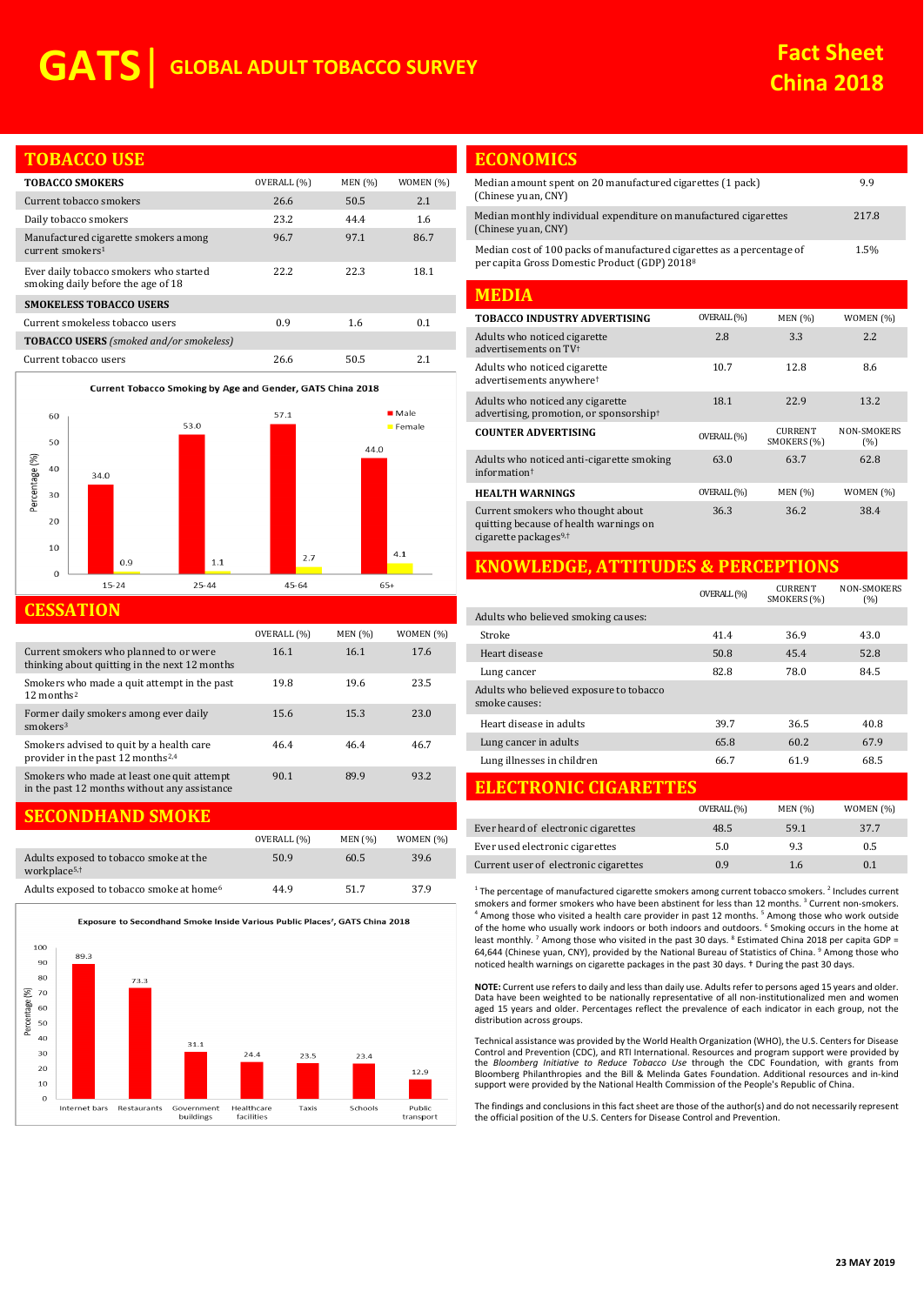# GATS | GLOBAL ADULT TOBACCO SURVEY

## Fact Sheet China 2018

## TOBACCO USE

| TOBACCO SMOKERS | OVERALL (%) | MEN (%) | WOMEN (%) |
|---|---|---|---|
| Current tobacco smokers | 26.6 | 50.5 | 2.1 |
| Daily tobacco smokers | 23.2 | 44.4 | 1.6 |
| Manufactured cigarette smokers among current smokers[1] | 96.7 | 97.1 | 86.7 |
| Ever daily tobacco smokers who started smoking daily before the age of 18 | 22.2 | 22.3 | 18.1 |
| **SMOKELESS TOBACCO USERS** | | | |
| Current smokeless tobacco users | 0.9 | 1.6 | 0.1 |
| **TOBACCO USERS** *(smoked and/or smokeless)* | | | |
| Current tobacco users | 26.6 | 50.5 | 2.1 |

Current Tobacco Smoking by Age and Gender, GATS China 2018

Male
Female
Percentage (%)
0 10 20 30 40 50 60
15-24: 34.0, 0.9
25-44: 53.0, 1.1
45-64: 57.1, 2.7
65+: 44.0, 4.1

## CESSATION

| | OVERALL (%) | MEN (%) | WOMEN (%) |
|---|---|---|---|
| Current smokers who planned to or were thinking about quitting in the next 12 months | 16.1 | 16.1 | 17.6 |
| Smokers who made a quit attempt in the past 12 months[2] | 19.8 | 19.6 | 23.5 |
| Former daily smokers among ever daily smokers[3] | 15.6 | 15.3 | 23.0 |
| Smokers advised to quit by a health care provider in the past 12 months[2,4] | 46.4 | 46.4 | 46.7 |
| Smokers who made at least one quit attempt in the past 12 months without any assistance | 90.1 | 89.9 | 93.2 |

## SECONDHAND SMOKE

| | OVERALL (%) | MEN (%) | WOMEN (%) |
|---|---|---|---|
| Adults exposed to tobacco smoke at the workplace[5,†] | 50.9 | 60.5 | 39.6 |
| Adults exposed to tobacco smoke at home[6] | 44.9 | 51.7 | 37.9 |

Exposure to Secondhand Smoke Inside Various Public Places[7], GATS China 2018

Percentage (%)
0 10 20 30 40 50 60 70 80 90 100
Internet bars: 89.3
Restaurants: 73.3
Government buildings: 31.1
Healthcare facilities: 24.4
Taxis: 23.5
Schools: 23.4
Public transport: 12.9

## ECONOMICS

| | |
|---|---|
| Median amount spent on 20 manufactured cigarettes (1 pack) (Chinese yuan, CNY) | 9.9 |
| Median monthly individual expenditure on manufactured cigarettes (Chinese yuan, CNY) | 217.8 |
| Median cost of 100 packs of manufactured cigarettes as a percentage of per capita Gross Domestic Product (GDP) 2018[8] | 1.5% |

## MEDIA

| TOBACCO INDUSTRY ADVERTISING | OVERALL (%) | MEN (%) | WOMEN (%) |
|---|---|---|---|
| Adults who noticed cigarette advertisements on TV† | 2.8 | 3.3 | 2.2 |
| Adults who noticed cigarette advertisements anywhere† | 10.7 | 12.8 | 8.6 |
| Adults who noticed any cigarette advertising, promotion, or sponsorship† | 18.1 | 22.9 | 13.2 |
| **COUNTER ADVERTISING** | **OVERALL (%)** | **CURRENT SMOKERS (%)** | **NON-SMOKERS (%)** |
| Adults who noticed anti-cigarette smoking information† | 63.0 | 63.7 | 62.8 |
| **HEALTH WARNINGS** | **OVERALL (%)** | **MEN (%)** | **WOMEN (%)** |
| Current smokers who thought about quitting because of health warnings on cigarette packages[9,†] | 36.3 | 36.2 | 38.4 |

## KNOWLEDGE, ATTITUDES & PERCEPTIONS

| | OVERALL (%) | CURRENT SMOKERS (%) | NON-SMOKERS (%) |
|---|---|---|---|
| Adults who believed smoking causes: | | | |
| Stroke | 41.4 | 36.9 | 43.0 |
| Heart disease | 50.8 | 45.4 | 52.8 |
| Lung cancer | 82.8 | 78.0 | 84.5 |
| Adults who believed exposure to tobacco smoke causes: | | | |
| Heart disease in adults | 39.7 | 36.5 | 40.8 |
| Lung cancer in adults | 65.8 | 60.2 | 67.9 |
| Lung illnesses in children | 66.7 | 61.9 | 68.5 |

## ELECTRONIC CIGARETTES

| | OVERALL (%) | MEN (%) | WOMEN (%) |
|---|---|---|---|
| Ever heard of electronic cigarettes | 48.5 | 59.1 | 37.7 |
| Ever used electronic cigarettes | 5.0 | 9.3 | 0.5 |
| Current user of electronic cigarettes | 0.9 | 1.6 | 0.1 |

[1] The percentage of manufactured cigarette smokers among current tobacco smokers. [2] Includes current smokers and former smokers who have been abstinent for less than 12 months. [3] Current non-smokers. [4] Among those who visited a health care provider in past 12 months. [5] Among those who work outside of the home who usually work indoors or both indoors and outdoors. [6] Smoking occurs in the home at least monthly. [7] Among those who visited in the past 30 days. [8] Estimated China 2018 per capita GDP = 64,644 (Chinese yuan, CNY), provided by the National Bureau of Statistics of China. [9] Among those who noticed health warnings on cigarette packages in the past 30 days. † During the past 30 days.

**NOTE:** Current use refers to daily and less than daily use. Adults refer to persons aged 15 years and older. Data have been weighted to be nationally representative of all non-institutionalized men and women aged 15 years and older. Percentages reflect the prevalence of each indicator in each group, not the distribution across groups.

Technical assistance was provided by the World Health Organization (WHO), the U.S. Centers for Disease Control and Prevention (CDC), and RTI International. Resources and program support were provided by the *Bloomberg Initiative to Reduce Tobacco Use* through the CDC Foundation, with grants from Bloomberg Philanthropies and the Bill & Melinda Gates Foundation. Additional resources and in-kind support were provided by the National Health Commission of the People's Republic of China.

The findings and conclusions in this fact sheet are those of the author(s) and do not necessarily represent the official position of the U.S. Centers for Disease Control and Prevention.

23 MAY 2019